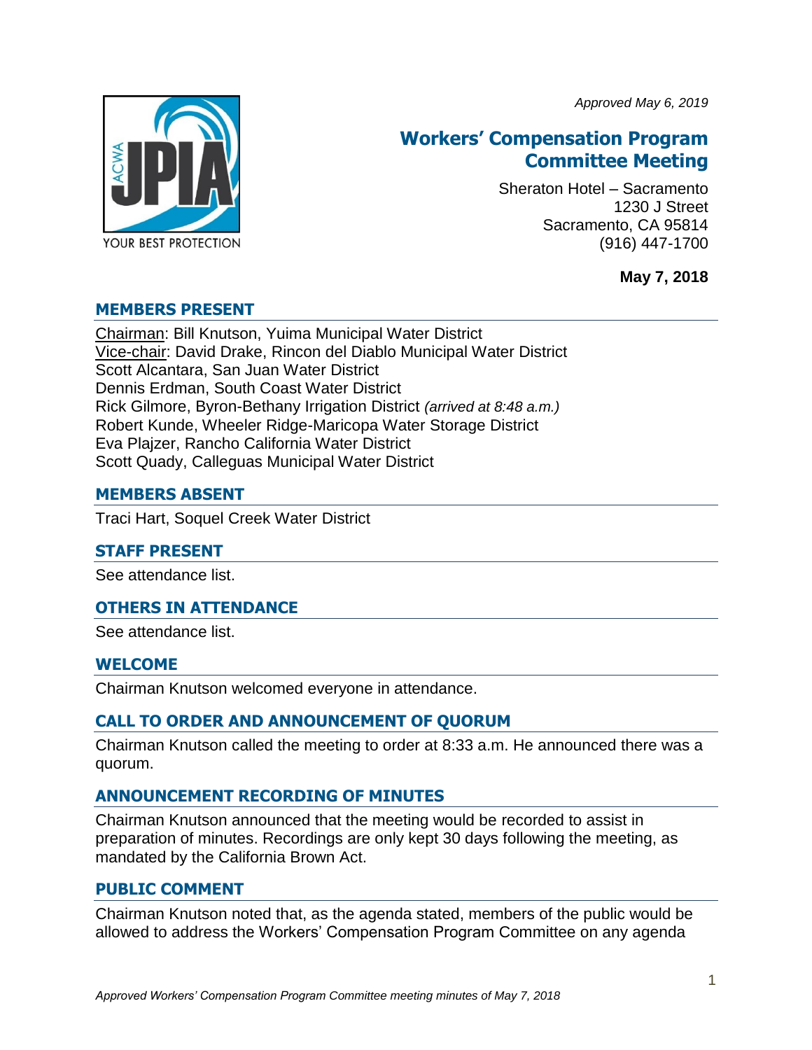*Approved May 6, 2019*

# Workers' Compensation Program Committee Meeting

Sheraton Hotel – Sacramento
1230 J Street
Sacramento, CA 95814
(916) 447-1700

**May 7, 2018**

## MEMBERS PRESENT

Chairman: Bill Knutson, Yuima Municipal Water District
Vice-chair: David Drake, Rincon del Diablo Municipal Water District
Scott Alcantara, San Juan Water District
Dennis Erdman, South Coast Water District
Rick Gilmore, Byron-Bethany Irrigation District *(arrived at 8:48 a.m.)*
Robert Kunde, Wheeler Ridge-Maricopa Water Storage District
Eva Plajzer, Rancho California Water District
Scott Quady, Calleguas Municipal Water District

## MEMBERS ABSENT

Traci Hart, Soquel Creek Water District

## STAFF PRESENT

See attendance list.

## OTHERS IN ATTENDANCE

See attendance list.

## WELCOME

Chairman Knutson welcomed everyone in attendance.

## CALL TO ORDER AND ANNOUNCEMENT OF QUORUM

Chairman Knutson called the meeting to order at 8:33 a.m. He announced there was a quorum.

## ANNOUNCEMENT RECORDING OF MINUTES

Chairman Knutson announced that the meeting would be recorded to assist in preparation of minutes. Recordings are only kept 30 days following the meeting, as mandated by the California Brown Act.

## PUBLIC COMMENT

Chairman Knutson noted that, as the agenda stated, members of the public would be allowed to address the Workers' Compensation Program Committee on any agenda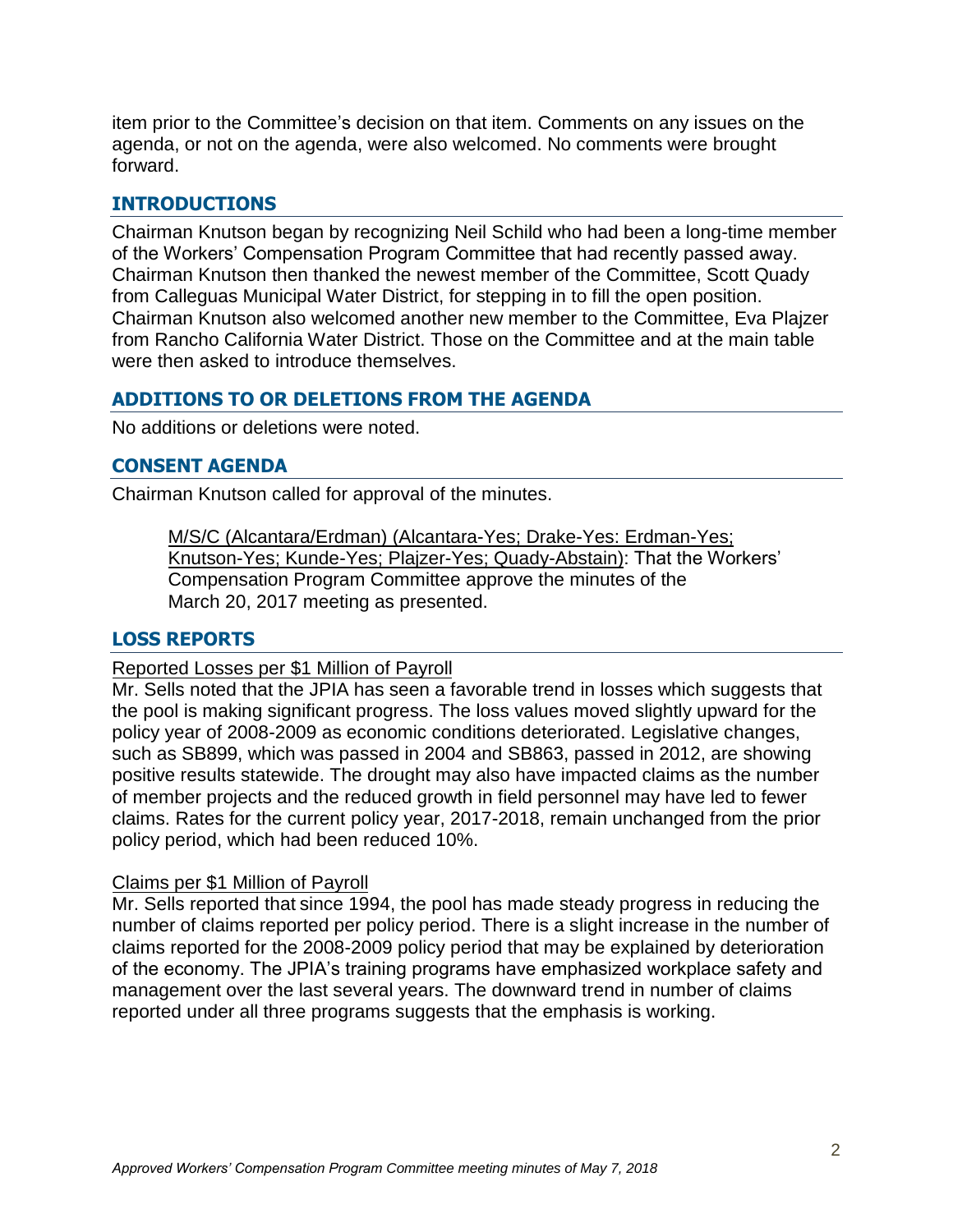item prior to the Committee's decision on that item. Comments on any issues on the agenda, or not on the agenda, were also welcomed. No comments were brought forward.

## INTRODUCTIONS

Chairman Knutson began by recognizing Neil Schild who had been a long-time member of the Workers' Compensation Program Committee that had recently passed away. Chairman Knutson then thanked the newest member of the Committee, Scott Quady from Calleguas Municipal Water District, for stepping in to fill the open position. Chairman Knutson also welcomed another new member to the Committee, Eva Plajzer from Rancho California Water District. Those on the Committee and at the main table were then asked to introduce themselves.

## ADDITIONS TO OR DELETIONS FROM THE AGENDA

No additions or deletions were noted.

## CONSENT AGENDA

Chairman Knutson called for approval of the minutes.

> M/S/C (Alcantara/Erdman) (Alcantara-Yes; Drake-Yes: Erdman-Yes; Knutson-Yes; Kunde-Yes; Plajzer-Yes; Quady-Abstain): That the Workers' Compensation Program Committee approve the minutes of the March 20, 2017 meeting as presented.

## LOSS REPORTS

Reported Losses per $1 Million of Payroll

Mr. Sells noted that the JPIA has seen a favorable trend in losses which suggests that the pool is making significant progress. The loss values moved slightly upward for the policy year of 2008-2009 as economic conditions deteriorated. Legislative changes, such as SB899, which was passed in 2004 and SB863, passed in 2012, are showing positive results statewide. The drought may also have impacted claims as the number of member projects and the reduced growth in field personnel may have led to fewer claims. Rates for the current policy year, 2017-2018, remain unchanged from the prior policy period, which had been reduced 10%.

Claims per $1 Million of Payroll

Mr. Sells reported that since 1994, the pool has made steady progress in reducing the number of claims reported per policy period. There is a slight increase in the number of claims reported for the 2008-2009 policy period that may be explained by deterioration of the economy. The JPIA's training programs have emphasized workplace safety and management over the last several years. The downward trend in number of claims reported under all three programs suggests that the emphasis is working.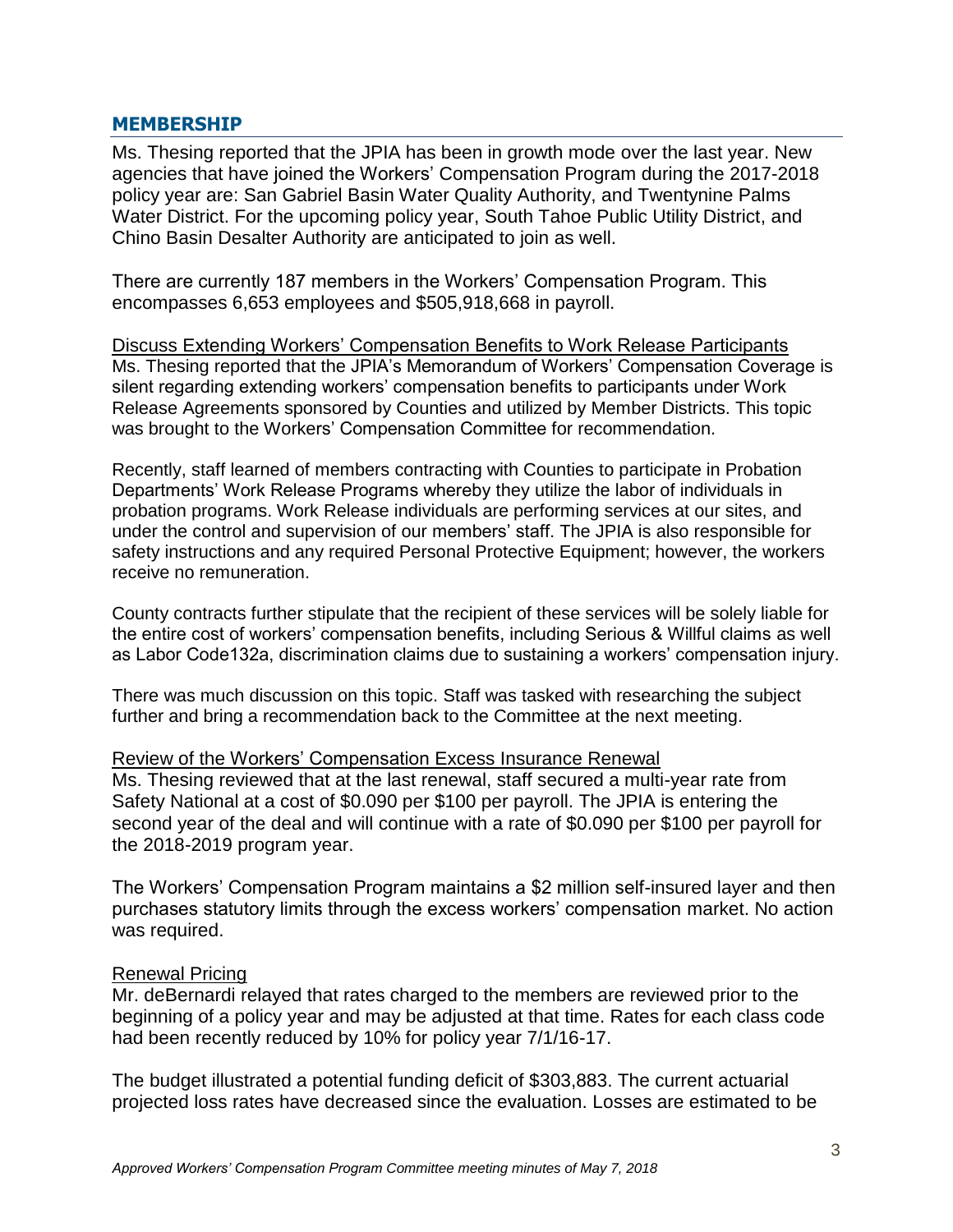## MEMBERSHIP

Ms. Thesing reported that the JPIA has been in growth mode over the last year. New agencies that have joined the Workers' Compensation Program during the 2017-2018 policy year are: San Gabriel Basin Water Quality Authority, and Twentynine Palms Water District. For the upcoming policy year, South Tahoe Public Utility District, and Chino Basin Desalter Authority are anticipated to join as well.

There are currently 187 members in the Workers' Compensation Program. This encompasses 6,653 employees and $505,918,668 in payroll.

Discuss Extending Workers' Compensation Benefits to Work Release Participants
Ms. Thesing reported that the JPIA's Memorandum of Workers' Compensation Coverage is silent regarding extending workers' compensation benefits to participants under Work Release Agreements sponsored by Counties and utilized by Member Districts. This topic was brought to the Workers' Compensation Committee for recommendation.

Recently, staff learned of members contracting with Counties to participate in Probation Departments' Work Release Programs whereby they utilize the labor of individuals in probation programs. Work Release individuals are performing services at our sites, and under the control and supervision of our members' staff. The JPIA is also responsible for safety instructions and any required Personal Protective Equipment; however, the workers receive no remuneration.

County contracts further stipulate that the recipient of these services will be solely liable for the entire cost of workers' compensation benefits, including Serious & Willful claims as well as Labor Code132a, discrimination claims due to sustaining a workers' compensation injury.

There was much discussion on this topic. Staff was tasked with researching the subject further and bring a recommendation back to the Committee at the next meeting.

Review of the Workers' Compensation Excess Insurance Renewal
Ms. Thesing reviewed that at the last renewal, staff secured a multi-year rate from Safety National at a cost of $0.090 per $100 per payroll. The JPIA is entering the second year of the deal and will continue with a rate of $0.090 per $100 per payroll for the 2018-2019 program year.

The Workers' Compensation Program maintains a $2 million self-insured layer and then purchases statutory limits through the excess workers' compensation market. No action was required.

Renewal Pricing
Mr. deBernardi relayed that rates charged to the members are reviewed prior to the beginning of a policy year and may be adjusted at that time. Rates for each class code had been recently reduced by 10% for policy year 7/1/16-17.

The budget illustrated a potential funding deficit of $303,883. The current actuarial projected loss rates have decreased since the evaluation. Losses are estimated to be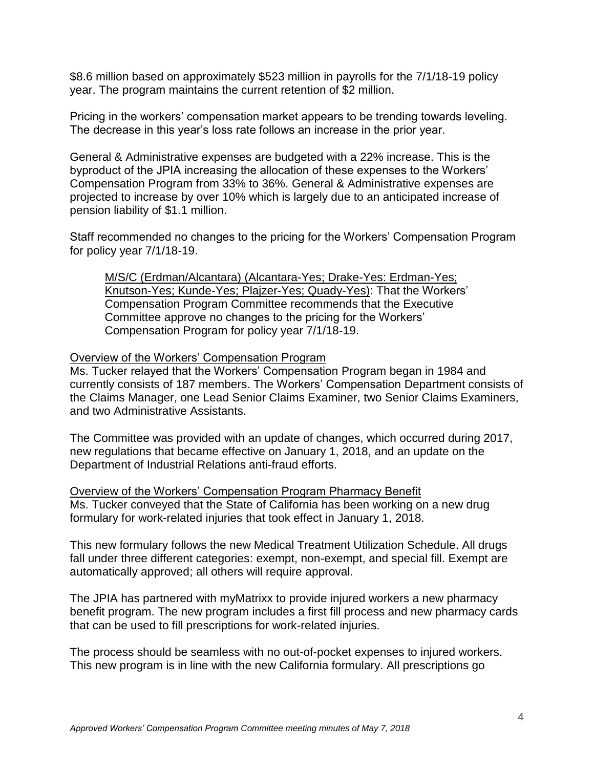$8.6 million based on approximately $523 million in payrolls for the 7/1/18-19 policy year. The program maintains the current retention of $2 million.

Pricing in the workers' compensation market appears to be trending towards leveling. The decrease in this year's loss rate follows an increase in the prior year.

General & Administrative expenses are budgeted with a 22% increase. This is the byproduct of the JPIA increasing the allocation of these expenses to the Workers' Compensation Program from 33% to 36%. General & Administrative expenses are projected to increase by over 10% which is largely due to an anticipated increase of pension liability of $1.1 million.

Staff recommended no changes to the pricing for the Workers' Compensation Program for policy year 7/1/18-19.

> M/S/C (Erdman/Alcantara) (Alcantara-Yes; Drake-Yes: Erdman-Yes; Knutson-Yes; Kunde-Yes; Plajzer-Yes; Quady-Yes): That the Workers' Compensation Program Committee recommends that the Executive Committee approve no changes to the pricing for the Workers' Compensation Program for policy year 7/1/18-19.

Overview of the Workers' Compensation Program

Ms. Tucker relayed that the Workers' Compensation Program began in 1984 and currently consists of 187 members. The Workers' Compensation Department consists of the Claims Manager, one Lead Senior Claims Examiner, two Senior Claims Examiners, and two Administrative Assistants.

The Committee was provided with an update of changes, which occurred during 2017, new regulations that became effective on January 1, 2018, and an update on the Department of Industrial Relations anti-fraud efforts.

Overview of the Workers' Compensation Program Pharmacy Benefit

Ms. Tucker conveyed that the State of California has been working on a new drug formulary for work-related injuries that took effect in January 1, 2018.

This new formulary follows the new Medical Treatment Utilization Schedule. All drugs fall under three different categories: exempt, non-exempt, and special fill. Exempt are automatically approved; all others will require approval.

The JPIA has partnered with myMatrixx to provide injured workers a new pharmacy benefit program. The new program includes a first fill process and new pharmacy cards that can be used to fill prescriptions for work-related injuries.

The process should be seamless with no out-of-pocket expenses to injured workers. This new program is in line with the new California formulary. All prescriptions go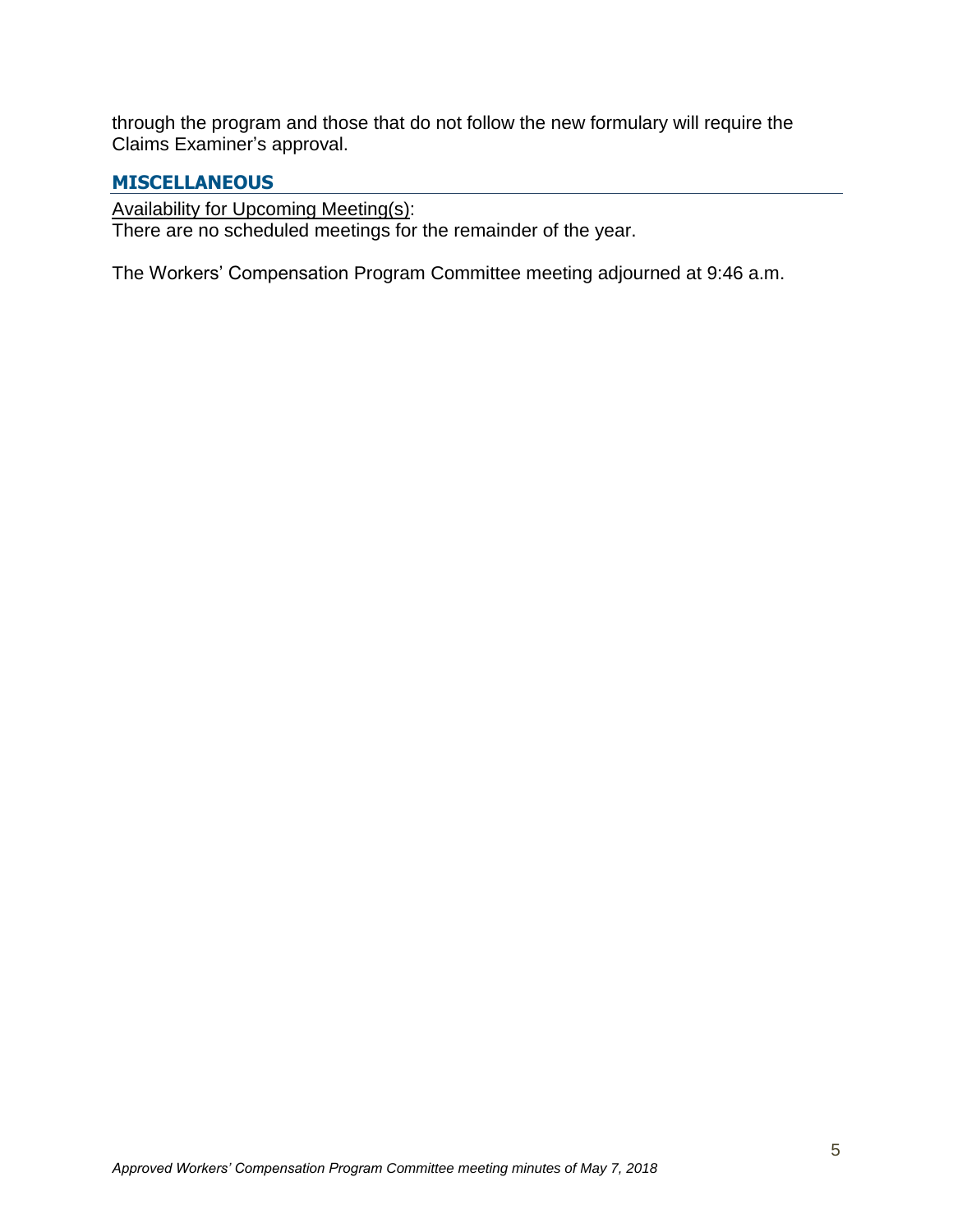through the program and those that do not follow the new formulary will require the Claims Examiner's approval.

## MISCELLANEOUS

Availability for Upcoming Meeting(s):
There are no scheduled meetings for the remainder of the year.

The Workers' Compensation Program Committee meeting adjourned at 9:46 a.m.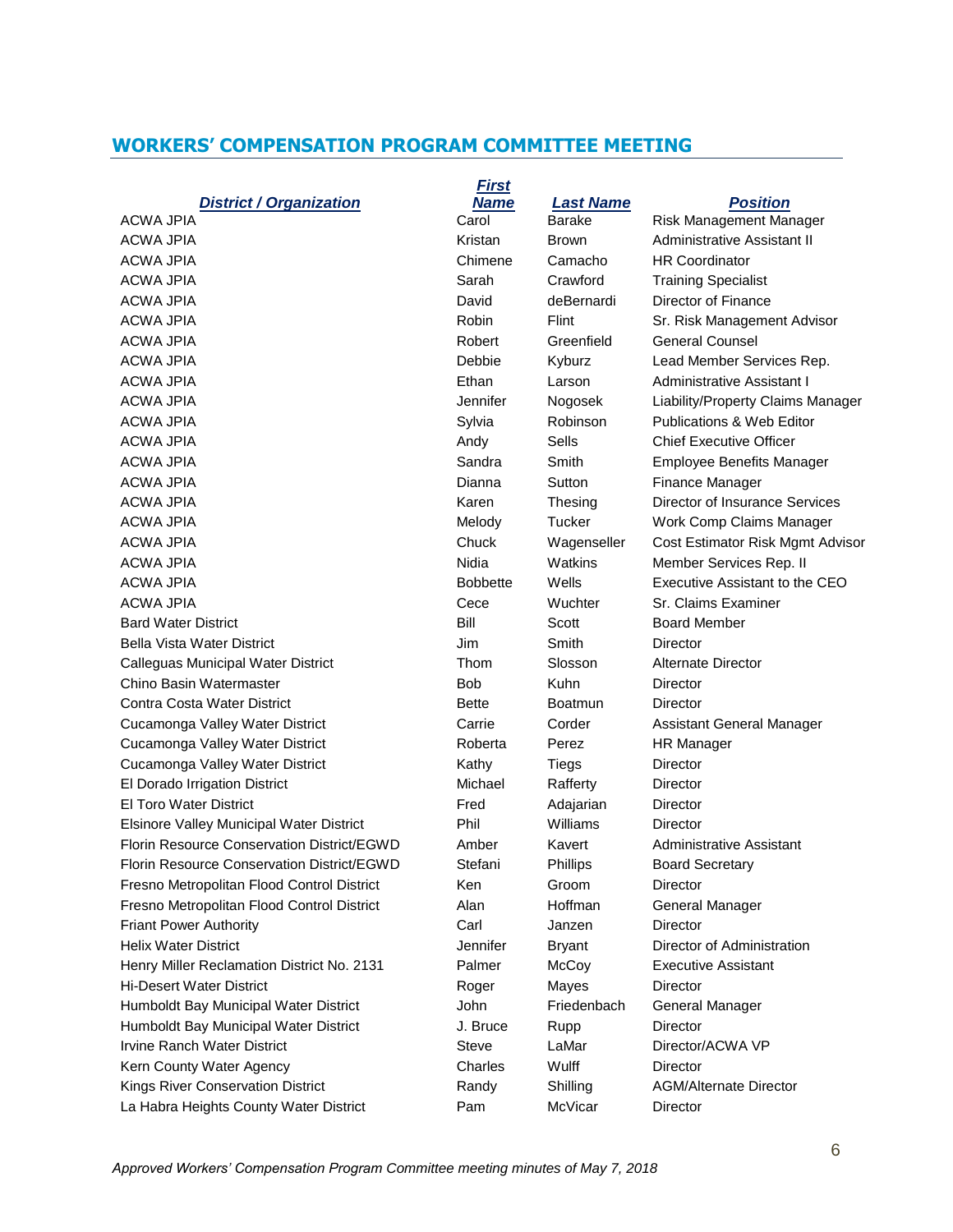## WORKERS' COMPENSATION PROGRAM COMMITTEE MEETING

| District / Organization | First Name | Last Name | Position |
|---|---|---|---|
| ACWA JPIA | Carol | Barake | Risk Management Manager |
| ACWA JPIA | Kristan | Brown | Administrative Assistant II |
| ACWA JPIA | Chimene | Camacho | HR Coordinator |
| ACWA JPIA | Sarah | Crawford | Training Specialist |
| ACWA JPIA | David | deBernardi | Director of Finance |
| ACWA JPIA | Robin | Flint | Sr. Risk Management Advisor |
| ACWA JPIA | Robert | Greenfield | General Counsel |
| ACWA JPIA | Debbie | Kyburz | Lead Member Services Rep. |
| ACWA JPIA | Ethan | Larson | Administrative Assistant I |
| ACWA JPIA | Jennifer | Nogosek | Liability/Property Claims Manager |
| ACWA JPIA | Sylvia | Robinson | Publications & Web Editor |
| ACWA JPIA | Andy | Sells | Chief Executive Officer |
| ACWA JPIA | Sandra | Smith | Employee Benefits Manager |
| ACWA JPIA | Dianna | Sutton | Finance Manager |
| ACWA JPIA | Karen | Thesing | Director of Insurance Services |
| ACWA JPIA | Melody | Tucker | Work Comp Claims Manager |
| ACWA JPIA | Chuck | Wagenseller | Cost Estimator Risk Mgmt Advisor |
| ACWA JPIA | Nidia | Watkins | Member Services Rep. II |
| ACWA JPIA | Bobbette | Wells | Executive Assistant to the CEO |
| ACWA JPIA | Cece | Wuchter | Sr. Claims Examiner |
| Bard Water District | Bill | Scott | Board Member |
| Bella Vista Water District | Jim | Smith | Director |
| Calleguas Municipal Water District | Thom | Slosson | Alternate Director |
| Chino Basin Watermaster | Bob | Kuhn | Director |
| Contra Costa Water District | Bette | Boatmun | Director |
| Cucamonga Valley Water District | Carrie | Corder | Assistant General Manager |
| Cucamonga Valley Water District | Roberta | Perez | HR Manager |
| Cucamonga Valley Water District | Kathy | Tiegs | Director |
| El Dorado Irrigation District | Michael | Rafferty | Director |
| El Toro Water District | Fred | Adajarian | Director |
| Elsinore Valley Municipal Water District | Phil | Williams | Director |
| Florin Resource Conservation District/EGWD | Amber | Kavert | Administrative Assistant |
| Florin Resource Conservation District/EGWD | Stefani | Phillips | Board Secretary |
| Fresno Metropolitan Flood Control District | Ken | Groom | Director |
| Fresno Metropolitan Flood Control District | Alan | Hoffman | General Manager |
| Friant Power Authority | Carl | Janzen | Director |
| Helix Water District | Jennifer | Bryant | Director of Administration |
| Henry Miller Reclamation District No. 2131 | Palmer | McCoy | Executive Assistant |
| Hi-Desert Water District | Roger | Mayes | Director |
| Humboldt Bay Municipal Water District | John | Friedenbach | General Manager |
| Humboldt Bay Municipal Water District | J. Bruce | Rupp | Director |
| Irvine Ranch Water District | Steve | LaMar | Director/ACWA VP |
| Kern County Water Agency | Charles | Wulff | Director |
| Kings River Conservation District | Randy | Shilling | AGM/Alternate Director |
| La Habra Heights County Water District | Pam | McVicar | Director |

*Approved Workers' Compensation Program Committee meeting minutes of May 7, 2018*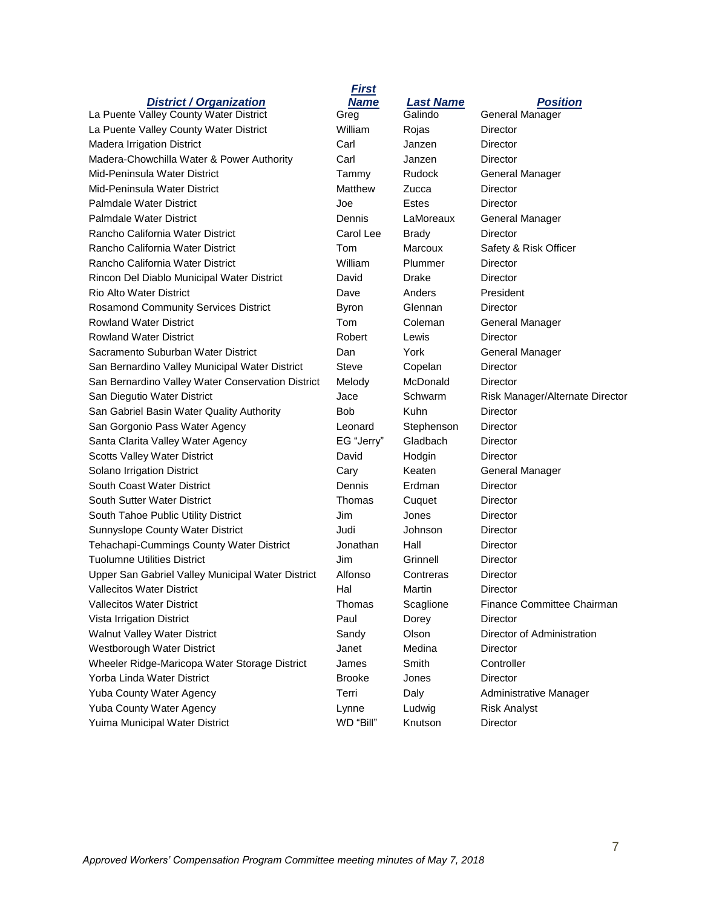| District / Organization | First Name | Last Name | Position |
|---|---|---|---|
| La Puente Valley County Water District | Greg | Galindo | General Manager |
| La Puente Valley County Water District | William | Rojas | Director |
| Madera Irrigation District | Carl | Janzen | Director |
| Madera-Chowchilla Water & Power Authority | Carl | Janzen | Director |
| Mid-Peninsula Water District | Tammy | Rudock | General Manager |
| Mid-Peninsula Water District | Matthew | Zucca | Director |
| Palmdale Water District | Joe | Estes | Director |
| Palmdale Water District | Dennis | LaMoreaux | General Manager |
| Rancho California Water District | Carol Lee | Brady | Director |
| Rancho California Water District | Tom | Marcoux | Safety & Risk Officer |
| Rancho California Water District | William | Plummer | Director |
| Rincon Del Diablo Municipal Water District | David | Drake | Director |
| Rio Alto Water District | Dave | Anders | President |
| Rosamond Community Services District | Byron | Glennan | Director |
| Rowland Water District | Tom | Coleman | General Manager |
| Rowland Water District | Robert | Lewis | Director |
| Sacramento Suburban Water District | Dan | York | General Manager |
| San Bernardino Valley Municipal Water District | Steve | Copelan | Director |
| San Bernardino Valley Water Conservation District | Melody | McDonald | Director |
| San Diegutio Water District | Jace | Schwarm | Risk Manager/Alternate Director |
| San Gabriel Basin Water Quality Authority | Bob | Kuhn | Director |
| San Gorgonio Pass Water Agency | Leonard | Stephenson | Director |
| Santa Clarita Valley Water Agency | EG "Jerry" | Gladbach | Director |
| Scotts Valley Water District | David | Hodgin | Director |
| Solano Irrigation District | Cary | Keaten | General Manager |
| South Coast Water District | Dennis | Erdman | Director |
| South Sutter Water District | Thomas | Cuquet | Director |
| South Tahoe Public Utility District | Jim | Jones | Director |
| Sunnyslope County Water District | Judi | Johnson | Director |
| Tehachapi-Cummings County Water District | Jonathan | Hall | Director |
| Tuolumne Utilities District | Jim | Grinnell | Director |
| Upper San Gabriel Valley Municipal Water District | Alfonso | Contreras | Director |
| Vallecitos Water District | Hal | Martin | Director |
| Vallecitos Water District | Thomas | Scaglione | Finance Committee Chairman |
| Vista Irrigation District | Paul | Dorey | Director |
| Walnut Valley Water District | Sandy | Olson | Director of Administration |
| Westborough Water District | Janet | Medina | Director |
| Wheeler Ridge-Maricopa Water Storage District | James | Smith | Controller |
| Yorba Linda Water District | Brooke | Jones | Director |
| Yuba County Water Agency | Terri | Daly | Administrative Manager |
| Yuba County Water Agency | Lynne | Ludwig | Risk Analyst |
| Yuima Municipal Water District | WD "Bill" | Knutson | Director |